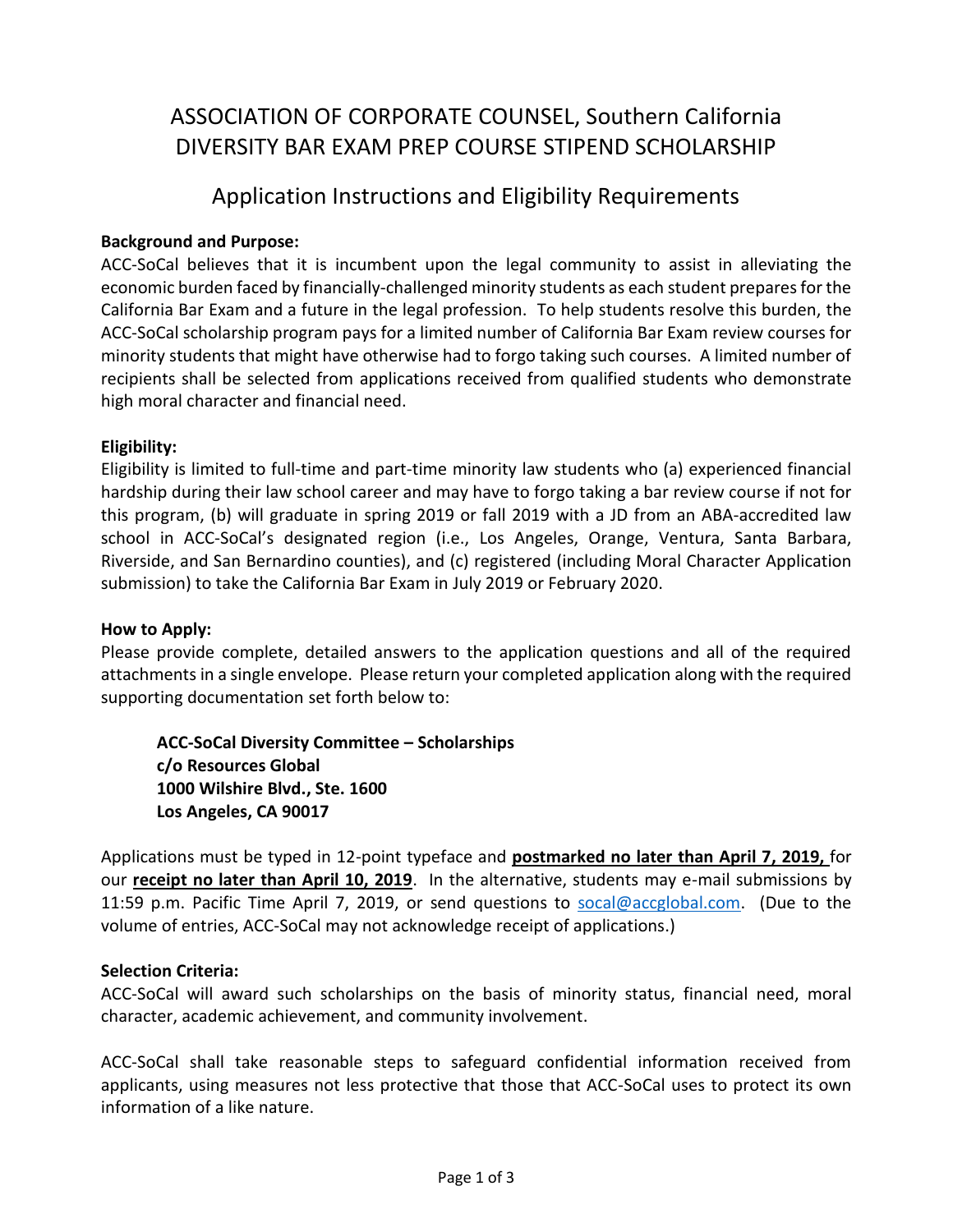# ASSOCIATION OF CORPORATE COUNSEL, Southern California
# DIVERSITY BAR EXAM PREP COURSE STIPEND SCHOLARSHIP

## Application Instructions and Eligibility Requirements

**Background and Purpose:**

ACC-SoCal believes that it is incumbent upon the legal community to assist in alleviating the economic burden faced by financially-challenged minority students as each student prepares for the California Bar Exam and a future in the legal profession. To help students resolve this burden, the ACC-SoCal scholarship program pays for a limited number of California Bar Exam review courses for minority students that might have otherwise had to forgo taking such courses. A limited number of recipients shall be selected from applications received from qualified students who demonstrate high moral character and financial need.

**Eligibility:**

Eligibility is limited to full-time and part-time minority law students who (a) experienced financial hardship during their law school career and may have to forgo taking a bar review course if not for this program, (b) will graduate in spring 2019 or fall 2019 with a JD from an ABA-accredited law school in ACC-SoCal's designated region (i.e., Los Angeles, Orange, Ventura, Santa Barbara, Riverside, and San Bernardino counties), and (c) registered (including Moral Character Application submission) to take the California Bar Exam in July 2019 or February 2020.

**How to Apply:**

Please provide complete, detailed answers to the application questions and all of the required attachments in a single envelope. Please return your completed application along with the required supporting documentation set forth below to:

> **ACC-SoCal Diversity Committee – Scholarships**
> **c/o Resources Global**
> **1000 Wilshire Blvd., Ste. 1600**
> **Los Angeles, CA 90017**

Applications must be typed in 12-point typeface and **postmarked no later than April 7, 2019,** for our **receipt no later than April 10, 2019**. In the alternative, students may e-mail submissions by 11:59 p.m. Pacific Time April 7, 2019, or send questions to socal@accglobal.com. (Due to the volume of entries, ACC-SoCal may not acknowledge receipt of applications.)

**Selection Criteria:**

ACC-SoCal will award such scholarships on the basis of minority status, financial need, moral character, academic achievement, and community involvement.

ACC-SoCal shall take reasonable steps to safeguard confidential information received from applicants, using measures not less protective that those that ACC-SoCal uses to protect its own information of a like nature.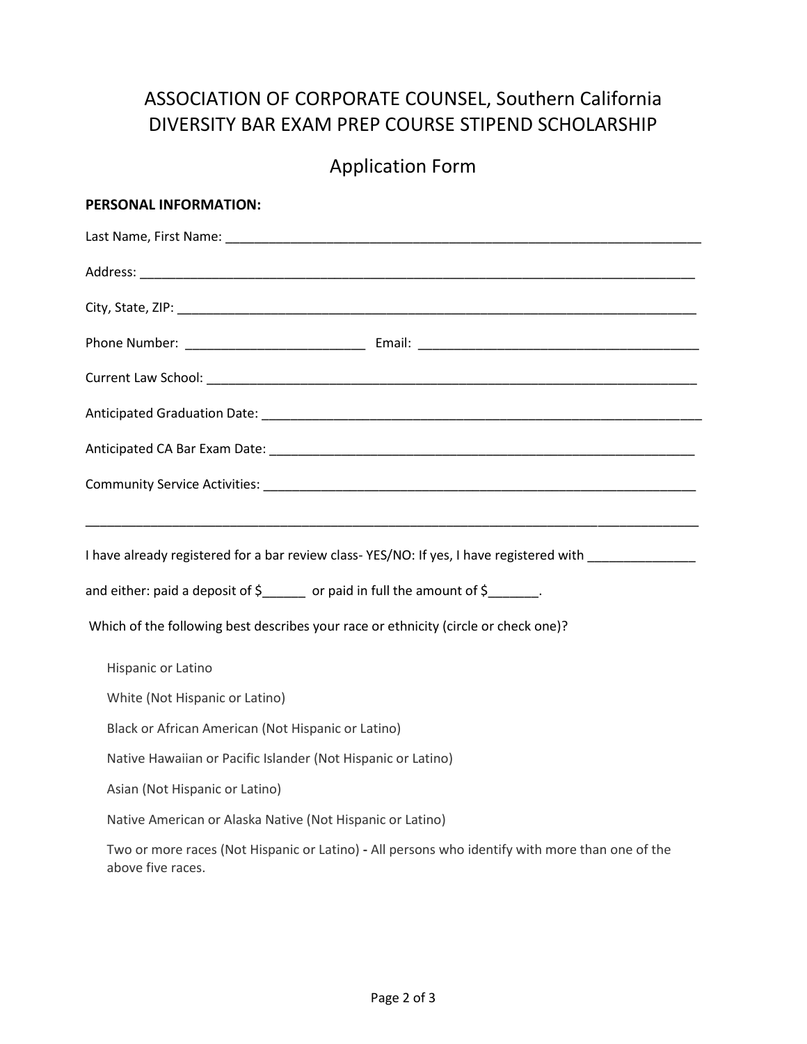# ASSOCIATION OF CORPORATE COUNSEL, Southern California
# DIVERSITY BAR EXAM PREP COURSE STIPEND SCHOLARSHIP

## Application Form

**PERSONAL INFORMATION:**

Last Name, First Name: ____________________________________________________________________

Address: ______________________________________________________________________________

City, State, ZIP: _________________________________________________________________________

Phone Number: _________________________ Email: ________________________________________

Current Law School: ______________________________________________________________________

Anticipated Graduation Date: _______________________________________________________________

Anticipated CA Bar Exam Date: _____________________________________________________________

Community Service Activities: _______________________________________________________________

_____________________________________________________________________________________

I have already registered for a bar review class- YES/NO: If yes, I have registered with _______________

and either: paid a deposit of $______ or paid in full the amount of $_______.

Which of the following best describes your race or ethnicity (circle or check one)?

- Hispanic or Latino
- White (Not Hispanic or Latino)
- Black or African American (Not Hispanic or Latino)
- Native Hawaiian or Pacific Islander (Not Hispanic or Latino)
- Asian (Not Hispanic or Latino)
- Native American or Alaska Native (Not Hispanic or Latino)
- Two or more races (Not Hispanic or Latino) - All persons who identify with more than one of the above five races.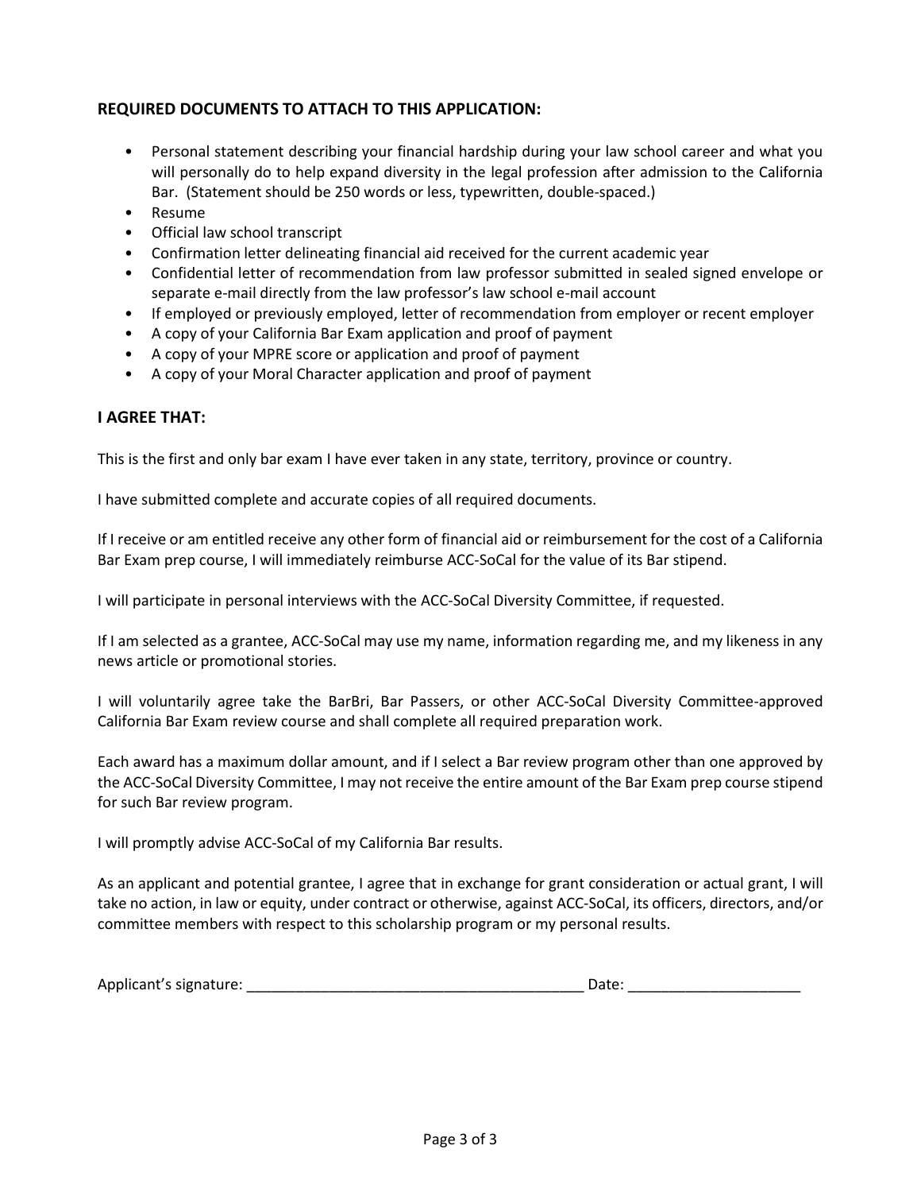**REQUIRED DOCUMENTS TO ATTACH TO THIS APPLICATION:**

- Personal statement describing your financial hardship during your law school career and what you will personally do to help expand diversity in the legal profession after admission to the California Bar. (Statement should be 250 words or less, typewritten, double-spaced.)
- Resume
- Official law school transcript
- Confirmation letter delineating financial aid received for the current academic year
- Confidential letter of recommendation from law professor submitted in sealed signed envelope or separate e-mail directly from the law professor's law school e-mail account
- If employed or previously employed, letter of recommendation from employer or recent employer
- A copy of your California Bar Exam application and proof of payment
- A copy of your MPRE score or application and proof of payment
- A copy of your Moral Character application and proof of payment

**I AGREE THAT:**

This is the first and only bar exam I have ever taken in any state, territory, province or country.

I have submitted complete and accurate copies of all required documents.

If I receive or am entitled receive any other form of financial aid or reimbursement for the cost of a California Bar Exam prep course, I will immediately reimburse ACC-SoCal for the value of its Bar stipend.

I will participate in personal interviews with the ACC-SoCal Diversity Committee, if requested.

If I am selected as a grantee, ACC-SoCal may use my name, information regarding me, and my likeness in any news article or promotional stories.

I will voluntarily agree take the BarBri, Bar Passers, or other ACC-SoCal Diversity Committee-approved California Bar Exam review course and shall complete all required preparation work.

Each award has a maximum dollar amount, and if I select a Bar review program other than one approved by the ACC-SoCal Diversity Committee, I may not receive the entire amount of the Bar Exam prep course stipend for such Bar review program.

I will promptly advise ACC-SoCal of my California Bar results.

As an applicant and potential grantee, I agree that in exchange for grant consideration or actual grant, I will take no action, in law or equity, under contract or otherwise, against ACC-SoCal, its officers, directors, and/or committee members with respect to this scholarship program or my personal results.

Applicant's signature: ________________________________________ Date: ____________________